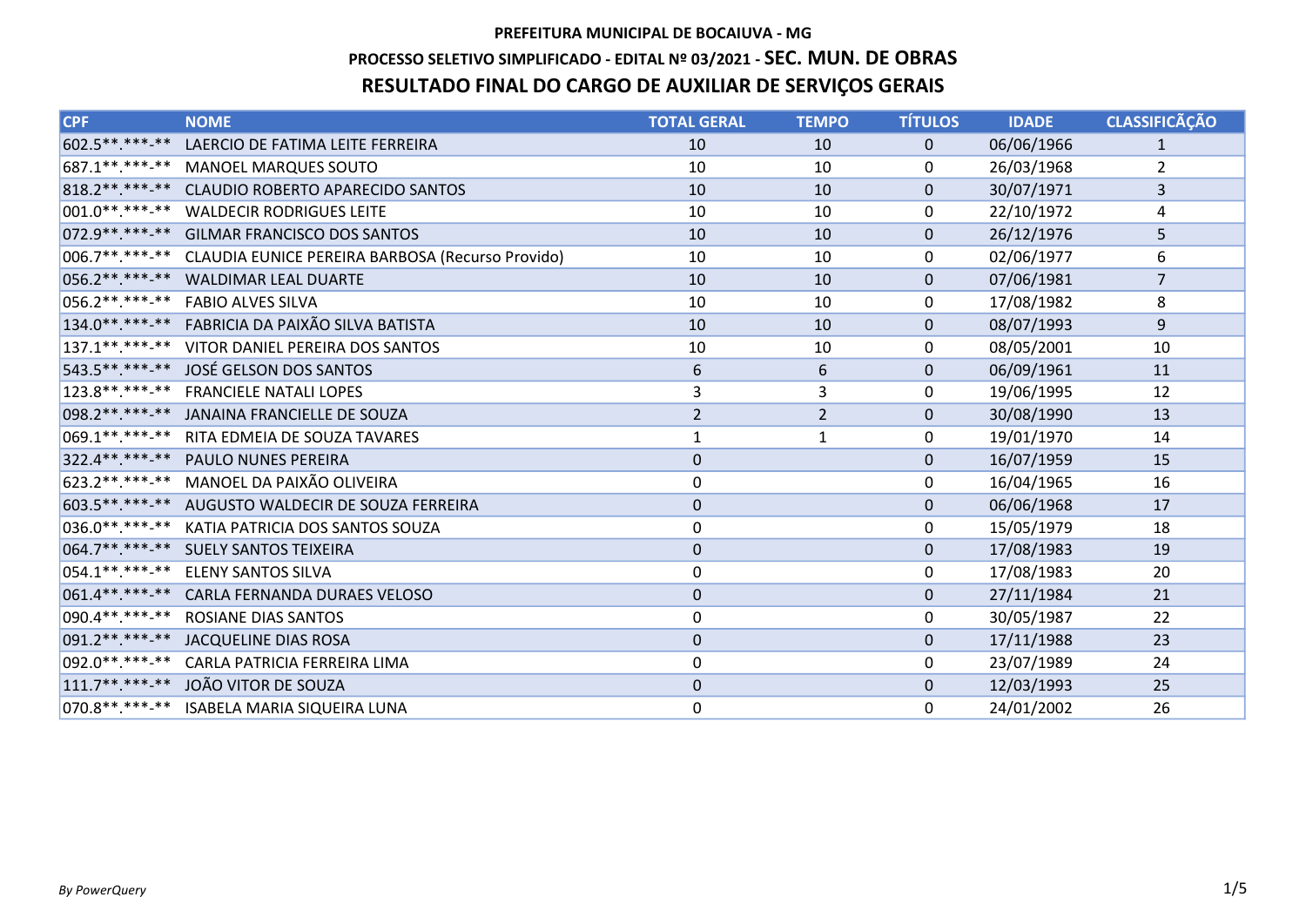**PREFEITURA MUNICIPAL DE BOCAIUVA - MG**

**PROCESSO SELETIVO SIMPLIFICADO - EDITAL Nº 03/2021 - SEC. MUN. DE OBRAS**

## RESULTADO FINAL DO CARGO DE AUXILIAR DE SERVIÇOS GERAIS

| CPF | NOME | TOTAL GERAL | TEMPO | TÍTULOS | IDADE | CLASSIFICAÇÃO |
|---|---|---|---|---|---|---|
| 602.5**.***-** | LAERCIO DE FATIMA LEITE FERREIRA | 10 | 10 | 0 | 06/06/1966 | 1 |
| 687.1**.***-** | MANOEL MARQUES SOUTO | 10 | 10 | 0 | 26/03/1968 | 2 |
| 818.2**.***-** | CLAUDIO ROBERTO APARECIDO SANTOS | 10 | 10 | 0 | 30/07/1971 | 3 |
| 001.0**.***-** | WALDECIR RODRIGUES LEITE | 10 | 10 | 0 | 22/10/1972 | 4 |
| 072.9**.***-** | GILMAR FRANCISCO DOS SANTOS | 10 | 10 | 0 | 26/12/1976 | 5 |
| 006.7**.***-** | CLAUDIA EUNICE PEREIRA BARBOSA (Recurso Provido) | 10 | 10 | 0 | 02/06/1977 | 6 |
| 056.2**.***-** | WALDIMAR LEAL DUARTE | 10 | 10 | 0 | 07/06/1981 | 7 |
| 056.2**.***-** | FABIO ALVES SILVA | 10 | 10 | 0 | 17/08/1982 | 8 |
| 134.0**.***-** | FABRICIA DA PAIXÃO SILVA BATISTA | 10 | 10 | 0 | 08/07/1993 | 9 |
| 137.1**.***-** | VITOR DANIEL PEREIRA DOS SANTOS | 10 | 10 | 0 | 08/05/2001 | 10 |
| 543.5**.***-** | JOSÉ GELSON DOS SANTOS | 6 | 6 | 0 | 06/09/1961 | 11 |
| 123.8**.***-** | FRANCIELE NATALI LOPES | 3 | 3 | 0 | 19/06/1995 | 12 |
| 098.2**.***-** | JANAINA FRANCIELLE DE SOUZA | 2 | 2 | 0 | 30/08/1990 | 13 |
| 069.1**.***-** | RITA EDMEIA DE SOUZA TAVARES | 1 | 1 | 0 | 19/01/1970 | 14 |
| 322.4**.***-** | PAULO NUNES PEREIRA | 0 | | 0 | 16/07/1959 | 15 |
| 623.2**.***-** | MANOEL DA PAIXÃO OLIVEIRA | 0 | | 0 | 16/04/1965 | 16 |
| 603.5**.***-** | AUGUSTO WALDECIR DE SOUZA FERREIRA | 0 | | 0 | 06/06/1968 | 17 |
| 036.0**.***-** | KATIA PATRICIA DOS SANTOS SOUZA | 0 | | 0 | 15/05/1979 | 18 |
| 064.7**.***-** | SUELY SANTOS TEIXEIRA | 0 | | 0 | 17/08/1983 | 19 |
| 054.1**.***-** | ELENY SANTOS SILVA | 0 | | 0 | 17/08/1983 | 20 |
| 061.4**.***-** | CARLA FERNANDA DURAES VELOSO | 0 | | 0 | 27/11/1984 | 21 |
| 090.4**.***-** | ROSIANE DIAS SANTOS | 0 | | 0 | 30/05/1987 | 22 |
| 091.2**.***-** | JACQUELINE DIAS ROSA | 0 | | 0 | 17/11/1988 | 23 |
| 092.0**.***-** | CARLA PATRICIA FERREIRA LIMA | 0 | | 0 | 23/07/1989 | 24 |
| 111.7**.***-** | JOÃO VITOR DE SOUZA | 0 | | 0 | 12/03/1993 | 25 |
| 070.8**.***-** | ISABELA MARIA SIQUEIRA LUNA | 0 | | 0 | 24/01/2002 | 26 |

*By PowerQuery*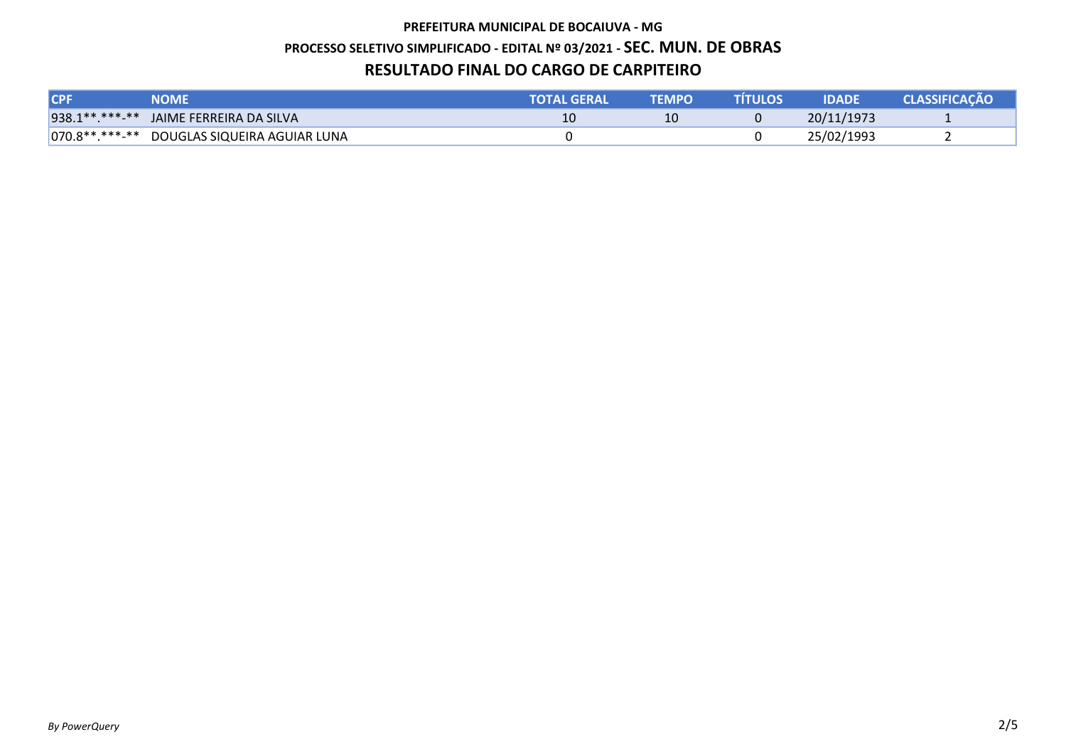**PREFEITURA MUNICIPAL DE BOCAIUVA - MG**

**PROCESSO SELETIVO SIMPLIFICADO - EDITAL Nº 03/2021 - SEC. MUN. DE OBRAS**

## RESULTADO FINAL DO CARGO DE CARPITEIRO

| CPF | NOME | TOTAL GERAL | TEMPO | TÍTULOS | IDADE | CLASSIFICAÇÃO |
|---|---|---|---|---|---|---|
| 938.1**.***-** | JAIME FERREIRA DA SILVA | 10 | 10 | 0 | 20/11/1973 | 1 |
| 070.8**.***-** | DOUGLAS SIQUEIRA AGUIAR LUNA | 0 | | 0 | 25/02/1993 | 2 |

*By PowerQuery*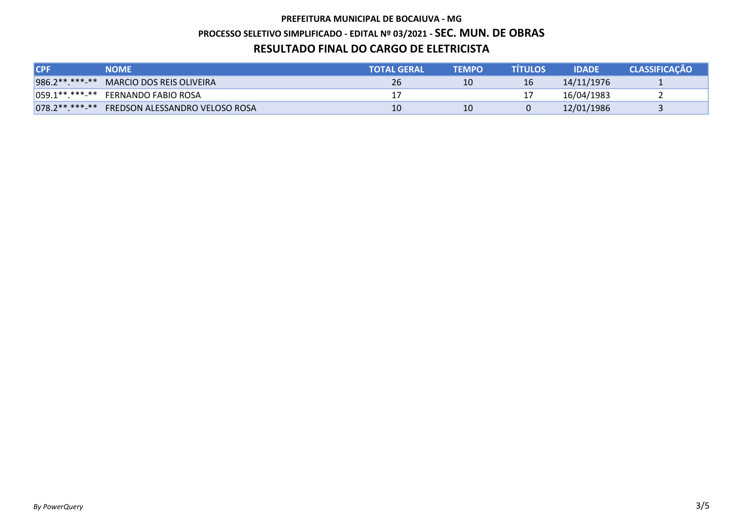**PREFEITURA MUNICIPAL DE BOCAIUVA - MG**

**PROCESSO SELETIVO SIMPLIFICADO - EDITAL Nº 03/2021 - SEC. MUN. DE OBRAS**

**RESULTADO FINAL DO CARGO DE ELETRICISTA**

| CPF | NOME | TOTAL GERAL | TEMPO | TÍTULOS | IDADE | CLASSIFICAÇÃO |
|---|---|---|---|---|---|---|
| 986.2**.***-** | MARCIO DOS REIS OLIVEIRA | 26 | 10 | 16 | 14/11/1976 | 1 |
| 059.1**.***-** | FERNANDO FABIO ROSA | 17 | | 17 | 16/04/1983 | 2 |
| 078.2**.***-** | FREDSON ALESSANDRO VELOSO ROSA | 10 | 10 | 0 | 12/01/1986 | 3 |

*By PowerQuery*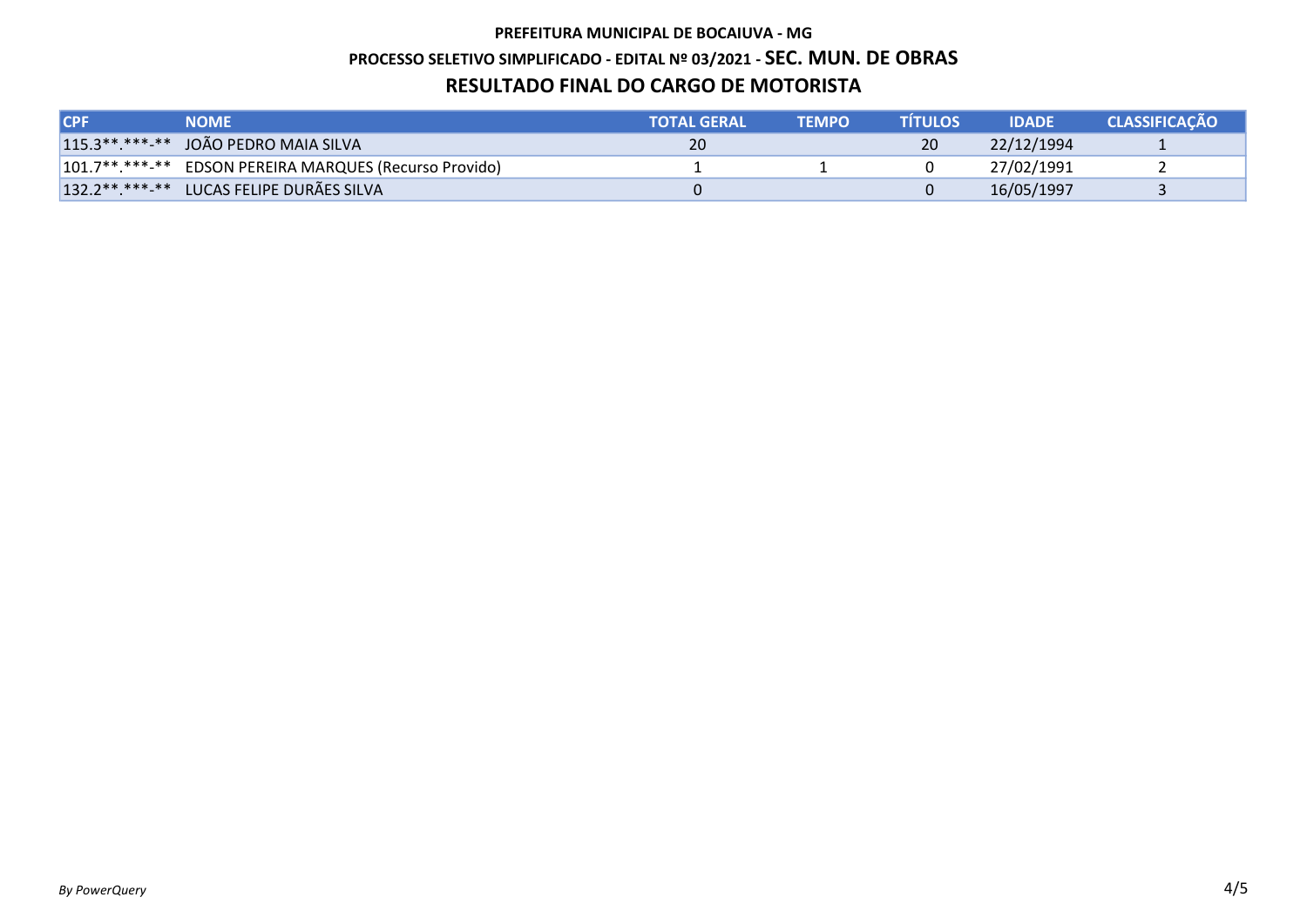**PREFEITURA MUNICIPAL DE BOCAIUVA - MG**

**PROCESSO SELETIVO SIMPLIFICADO - EDITAL Nº 03/2021 - SEC. MUN. DE OBRAS**

**RESULTADO FINAL DO CARGO DE MOTORISTA**

| CPF | NOME | TOTAL GERAL | TEMPO | TÍTULOS | IDADE | CLASSIFICAÇÃO |
|---|---|---|---|---|---|---|
| 115.3**.***-** | JOÃO PEDRO MAIA SILVA | 20 | | 20 | 22/12/1994 | 1 |
| 101.7**.***-** | EDSON PEREIRA MARQUES (Recurso Provido) | 1 | 1 | 0 | 27/02/1991 | 2 |
| 132.2**.***-** | LUCAS FELIPE DURÃES SILVA | 0 | | 0 | 16/05/1997 | 3 |

*By PowerQuery*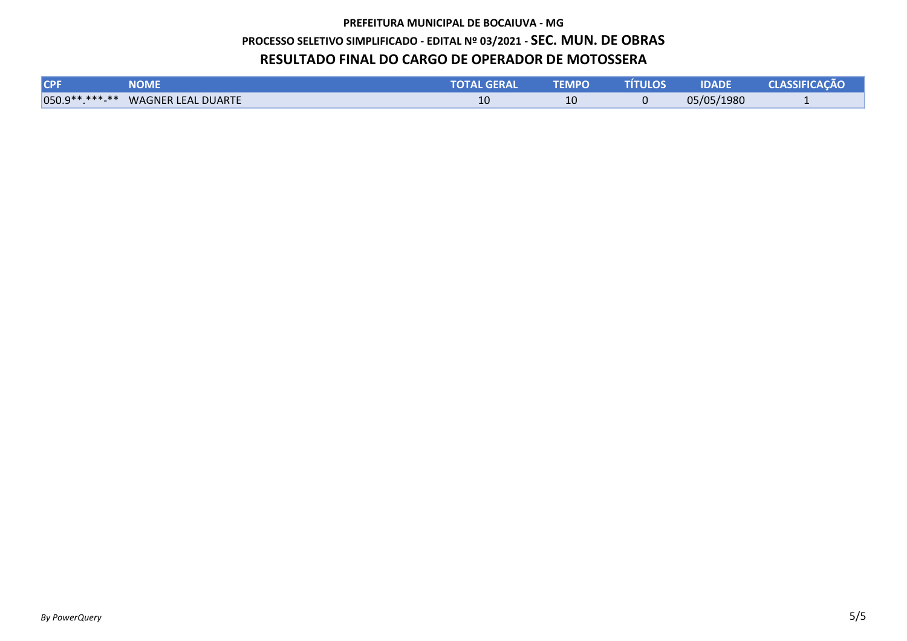**PREFEITURA MUNICIPAL DE BOCAIUVA - MG**

**PROCESSO SELETIVO SIMPLIFICADO - EDITAL Nº 03/2021 - SEC. MUN. DE OBRAS**

**RESULTADO FINAL DO CARGO DE OPERADOR DE MOTOSSERA**

| CPF | NOME | TOTAL GERAL | TEMPO | TÍTULOS | IDADE | CLASSIFICAÇÃO |
|---|---|---|---|---|---|---|
| 050.9**.***-** | WAGNER LEAL DUARTE | 10 | 10 | 0 | 05/05/1980 | 1 |

*By PowerQuery*